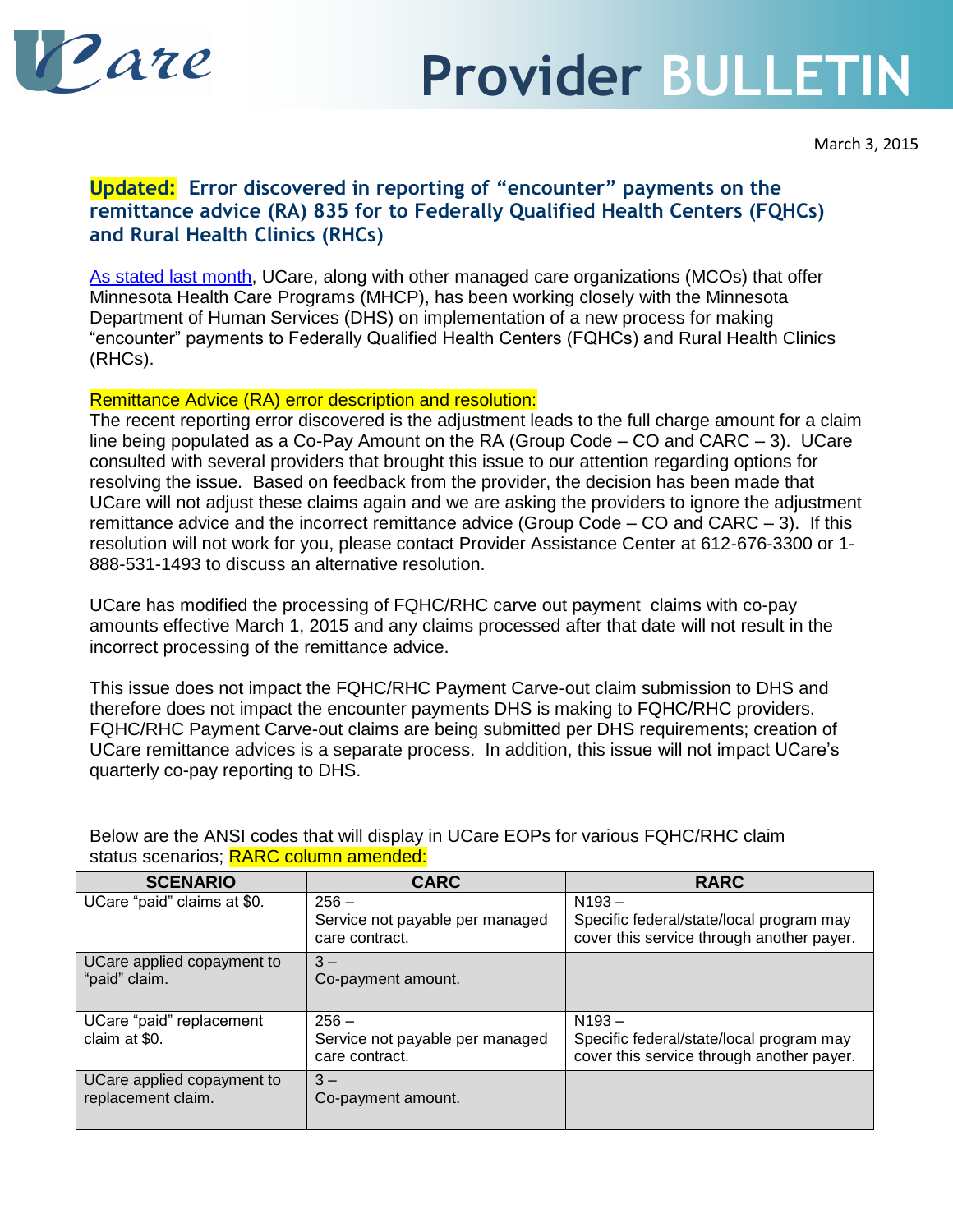# UCare Provider BULLETIN

March 3, 2015

## Updated: Error discovered in reporting of "encounter" payments on the remittance advice (RA) 835 for to Federally Qualified Health Centers (FQHCs) and Rural Health Clinics (RHCs)

[As stated last month](), UCare, along with other managed care organizations (MCOs) that offer Minnesota Health Care Programs (MHCP), has been working closely with the Minnesota Department of Human Services (DHS) on implementation of a new process for making "encounter" payments to Federally Qualified Health Centers (FQHCs) and Rural Health Clinics (RHCs).

Remittance Advice (RA) error description and resolution:

The recent reporting error discovered is the adjustment leads to the full charge amount for a claim line being populated as a Co-Pay Amount on the RA (Group Code – CO and CARC – 3). UCare consulted with several providers that brought this issue to our attention regarding options for resolving the issue. Based on feedback from the provider, the decision has been made that UCare will not adjust these claims again and we are asking the providers to ignore the adjustment remittance advice and the incorrect remittance advice (Group Code – CO and CARC – 3). If this resolution will not work for you, please contact Provider Assistance Center at 612-676-3300 or 1-888-531-1493 to discuss an alternative resolution.

UCare has modified the processing of FQHC/RHC carve out payment claims with co-pay amounts effective March 1, 2015 and any claims processed after that date will not result in the incorrect processing of the remittance advice.

This issue does not impact the FQHC/RHC Payment Carve-out claim submission to DHS and therefore does not impact the encounter payments DHS is making to FQHC/RHC providers. FQHC/RHC Payment Carve-out claims are being submitted per DHS requirements; creation of UCare remittance advices is a separate process. In addition, this issue will not impact UCare's quarterly co-pay reporting to DHS.

Below are the ANSI codes that will display in UCare EOPs for various FQHC/RHC claim status scenarios; RARC column amended:

| SCENARIO | CARC | RARC |
|---|---|---|
| UCare "paid" claims at $0. | 256 – Service not payable per managed care contract. | N193 – Specific federal/state/local program may cover this service through another payer. |
| UCare applied copayment to "paid" claim. | 3 – Co-payment amount. | |
| UCare "paid" replacement claim at $0. | 256 – Service not payable per managed care contract. | N193 – Specific federal/state/local program may cover this service through another payer. |
| UCare applied copayment to replacement claim. | 3 – Co-payment amount. | |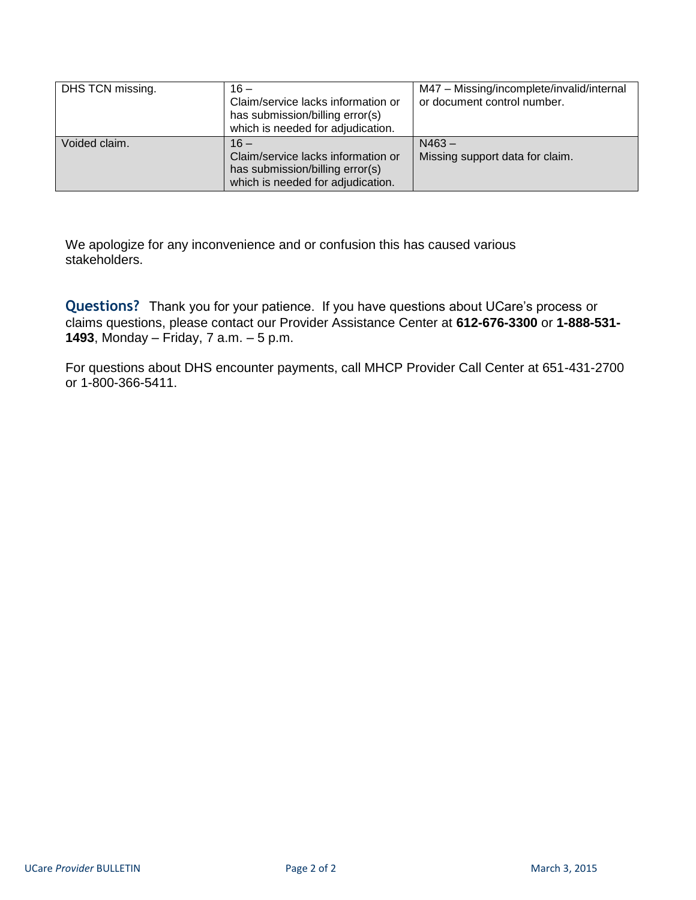| | | |
|---|---|---|
| DHS TCN missing. | 16 – Claim/service lacks information or has submission/billing error(s) which is needed for adjudication. | M47 – Missing/incomplete/invalid/internal or document control number. |
| Voided claim. | 16 – Claim/service lacks information or has submission/billing error(s) which is needed for adjudication. | N463 – Missing support data for claim. |

We apologize for any inconvenience and or confusion this has caused various stakeholders.

**Questions?** Thank you for your patience. If you have questions about UCare's process or claims questions, please contact our Provider Assistance Center at **612-676-3300** or **1-888-531-1493**, Monday – Friday, 7 a.m. – 5 p.m.

For questions about DHS encounter payments, call MHCP Provider Call Center at 651-431-2700 or 1-800-366-5411.